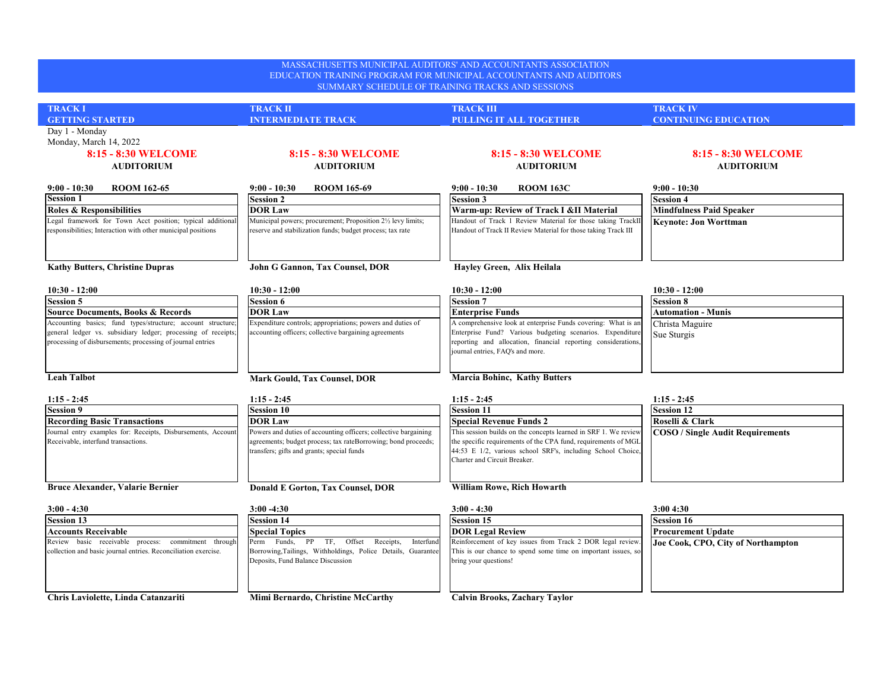# MASSACHUSETTS MUNICIPAL AUDITORS' AND ACCOUNTANTS ASSOCIATION
## EDUCATION TRAINING PROGRAM FOR MUNICIPAL ACCOUNTANTS AND AUDITORS
### SUMMARY SCHEDULE OF TRAINING TRACKS AND SESSIONS

Day 1 - Monday
Monday, March 14, 2022

| TRACK I<br>GETTING STARTED | TRACK II<br>INTERMEDIATE TRACK | TRACK III<br>PULLING IT ALL TOGETHER | TRACK IV<br>CONTINUING EDUCATION |
|---|---|---|---|
| **8:15 - 8:30 WELCOME**<br>**AUDITORIUM** | **8:15 - 8:30 WELCOME**<br>**AUDITORIUM** | **8:15 - 8:30 WELCOME**<br>**AUDITORIUM** | **8:15 - 8:30 WELCOME**<br>**AUDITORIUM** |
| **9:00 - 10:30 ROOM 162-65** | **9:00 - 10:30 ROOM 165-69** | **9:00 - 10:30 ROOM 163C** | **9:00 - 10:30** |
| **Session 1** | **Session 2** | **Session 3** | **Session 4** |
| **Roles & Responsibilities** | **DOR Law** | **Warm-up: Review of Track I &II Material** | **Mindfulness Paid Speaker** |
| Legal framework for Town Acct position; typical additional responsibilities; Interaction with other municipal positions | Municipal powers; procurement; Proposition 2½ levy limits; reserve and stabilization funds; budget process; tax rate | Handout of Track 1 Review Material for those taking TrackII Handout of Track II Review Material for those taking Track III | **Keynote: Jon Worttman** |
| **Kathy Butters, Christine Dupras** | **John G Gannon, Tax Counsel, DOR** | **Hayley Green, Alix Heilala** | |
| **10:30 - 12:00** | **10:30 - 12:00** | **10:30 - 12:00** | **10:30 - 12:00** |
| **Session 5** | **Session 6** | **Session 7** | **Session 8** |
| **Source Documents, Books & Records** | **DOR Law** | **Enterprise Funds** | **Automation - Munis** |
| Accounting basics; fund types/structure; account structure; general ledger vs. subsidiary ledger; processing of receipts; processing of disbursements; processing of journal entries | Expenditure controls; appropriations; powers and duties of accounting officers; collective bargaining agreements | A comprehensive look at enterprise Funds covering: What is an Enterprise Fund? Various budgeting scenarios. Expenditure reporting and allocation, financial reporting considerations, journal entries, FAQ's and more. | Christa Maguire<br>Sue Sturgis |
| **Leah Talbot** | **Mark Gould, Tax Counsel, DOR** | **Marcia Bohinc, Kathy Butters** | |
| **1:15 - 2:45** | **1:15 - 2:45** | **1:15 - 2:45** | **1:15 - 2:45** |
| **Session 9** | **Session 10** | **Session 11** | **Session 12** |
| **Recording Basic Transactions** | **DOR Law** | **Special Revenue Funds 2** | **Roselli & Clark** |
| Journal entry examples for: Receipts, Disbursements, Account Receivable, interfund transactions. | Powers and duties of accounting officers; collective bargaining agreements; budget process; tax rateBorrowing; bond proceeds; transfers; gifts and grants; special funds | This session builds on the concepts learned in SRF 1. We review the specific requirements of the CPA fund, requirements of MGL 44:53 E 1/2, various school SRF's, including School Choice, Charter and Circuit Breaker. | **COSO / Single Audit Requirements** |
| **Bruce Alexander, Valarie Bernier** | **Donald E Gorton, Tax Counsel, DOR** | **William Rowe, Rich Howarth** | |
| **3:00 - 4:30** | **3:00 -4:30** | **3:00 - 4:30** | **3:00 4:30** |
| **Session 13** | **Session 14** | **Session 15** | **Session 16** |
| **Accounts Receivable** | **Special Topics** | **DOR Legal Review** | **Procurement Update** |
| Review basic receivable process: commitment through collection and basic journal entries. Reconciliation exercise. | Perm Funds, PP TF, Offset Receipts, Interfund Borrowing,Tailings, Withholdings, Police Details, Guarantee Deposits, Fund Balance Discussion | Reinforcement of key issues from Track 2 DOR legal review. This is our chance to spend some time on important issues, so bring your questions! | **Joe Cook, CPO, City of Northampton** |
| **Chris Laviolette, Linda Catanzariti** | **Mimi Bernardo, Christine McCarthy** | **Calvin Brooks, Zachary Taylor** | |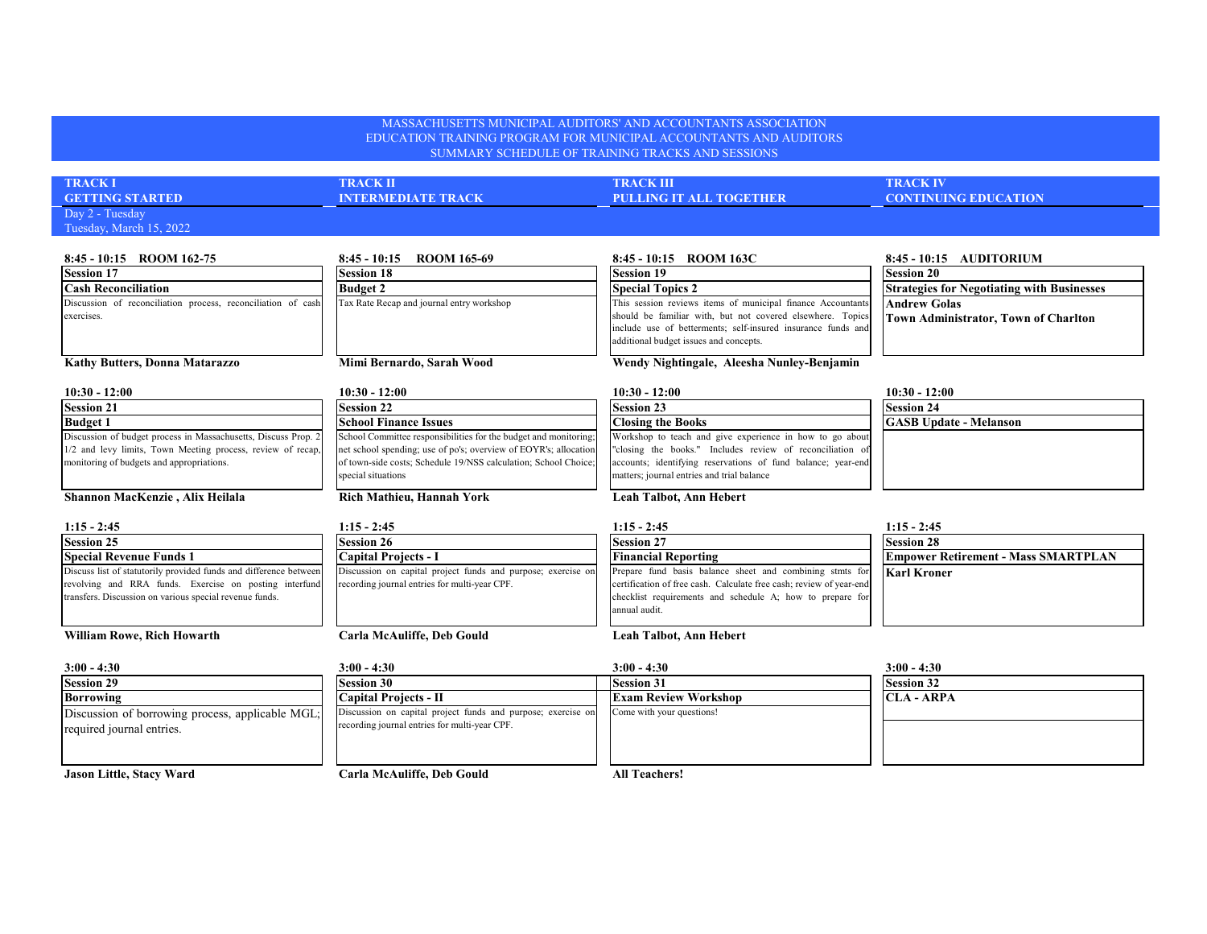# MASSACHUSETTS MUNICIPAL AUDITORS' AND ACCOUNTANTS ASSOCIATION
## EDUCATION TRAINING PROGRAM FOR MUNICIPAL ACCOUNTANTS AND AUDITORS
### SUMMARY SCHEDULE OF TRAINING TRACKS AND SESSIONS

**Day 2 - Tuesday**
**Tuesday, March 15, 2022**

| TRACK I<br>GETTING STARTED | TRACK II<br>INTERMEDIATE TRACK | TRACK III<br>PULLING IT ALL TOGETHER | TRACK IV<br>CONTINUING EDUCATION |
|---|---|---|---|
| **8:45 - 10:15 ROOM 162-75** | **8:45 - 10:15 ROOM 165-69** | **8:45 - 10:15 ROOM 163C** | **8:45 - 10:15 AUDITORIUM** |
| **Session 17** | **Session 18** | **Session 19** | **Session 20** |
| **Cash Reconciliation** | **Budget 2** | **Special Topics 2** | **Strategies for Negotiating with Businesses** |
| Discussion of reconciliation process, reconciliation of cash exercises. | Tax Rate Recap and journal entry workshop | This session reviews items of municipal finance Accountants should be familiar with, but not covered elsewhere. Topics include use of betterments; self-insured insurance funds and additional budget issues and concepts. | **Andrew Golas**<br>**Town Administrator, Town of Charlton** |
| **Kathy Butters, Donna Matarazzo** | **Mimi Bernardo, Sarah Wood** | **Wendy Nightingale, Aleesha Nunley-Benjamin** | |
| **10:30 - 12:00** | **10:30 - 12:00** | **10:30 - 12:00** | **10:30 - 12:00** |
| **Session 21** | **Session 22** | **Session 23** | **Session 24** |
| **Budget 1** | **School Finance Issues** | **Closing the Books** | **GASB Update - Melanson** |
| Discussion of budget process in Massachusetts, Discuss Prop. 2 1/2 and levy limits, Town Meeting process, review of recap, monitoring of budgets and appropriations. | School Committee responsibilities for the budget and monitoring; net school spending; use of po's; overview of EOYR's; allocation of town-side costs; Schedule 19/NSS calculation; School Choice; special situations | Workshop to teach and give experience in how to go about "closing the books." Includes review of reconciliation of accounts; identifying reservations of fund balance; year-end matters; journal entries and trial balance | |
| **Shannon MacKenzie , Alix Heilala** | **Rich Mathieu, Hannah York** | **Leah Talbot, Ann Hebert** | |
| **1:15 - 2:45** | **1:15 - 2:45** | **1:15 - 2:45** | **1:15 - 2:45** |
| **Session 25** | **Session 26** | **Session 27** | **Session 28** |
| **Special Revenue Funds 1** | **Capital Projects - I** | **Financial Reporting** | **Empower Retirement - Mass SMARTPLAN** |
| Discuss list of statutorily provided funds and difference between revolving and RRA funds. Exercise on posting interfund transfers. Discussion on various special revenue funds. | Discussion on capital project funds and purpose; exercise on recording journal entries for multi-year CPF. | Prepare fund basis balance sheet and combining stmts for certification of free cash. Calculate free cash; review of year-end checklist requirements and schedule A; how to prepare for annual audit. | **Karl Kroner** |
| **William Rowe, Rich Howarth** | **Carla McAuliffe, Deb Gould** | **Leah Talbot, Ann Hebert** | |
| **3:00 - 4:30** | **3:00 - 4:30** | **3:00 - 4:30** | **3:00 - 4:30** |
| **Session 29** | **Session 30** | **Session 31** | **Session 32** |
| **Borrowing** | **Capital Projects - II** | **Exam Review Workshop** | **CLA - ARPA** |
| Discussion of borrowing process, applicable MGL; required journal entries. | Discussion on capital project funds and purpose; exercise on recording journal entries for multi-year CPF. | Come with your questions! | |
| **Jason Little, Stacy Ward** | **Carla McAuliffe, Deb Gould** | **All Teachers!** | |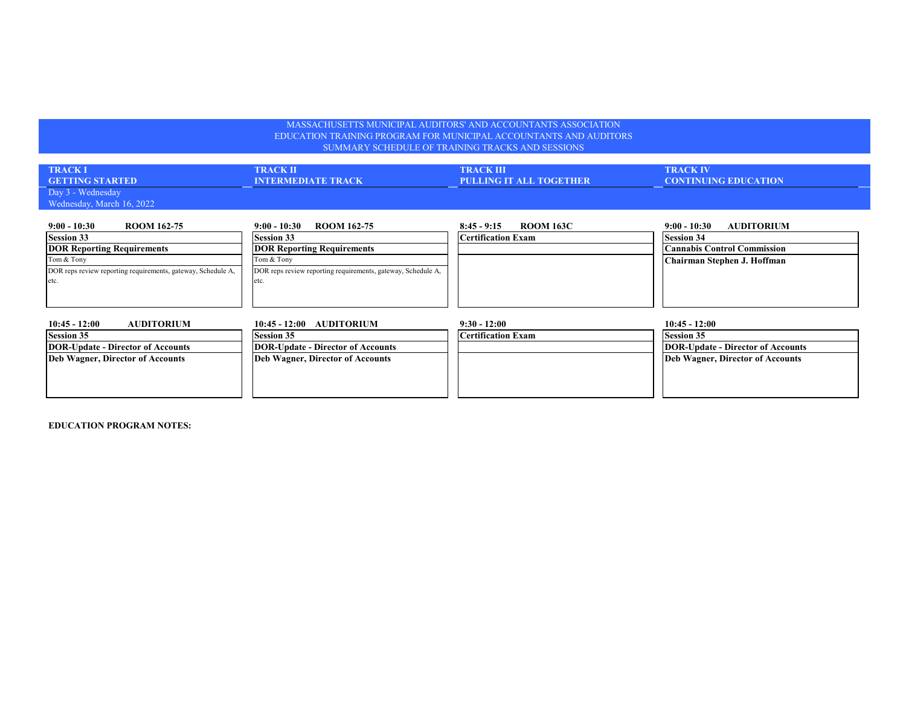MASSACHUSETTS MUNICIPAL AUDITORS' AND ACCOUNTANTS ASSOCIATION
EDUCATION TRAINING PROGRAM FOR MUNICIPAL ACCOUNTANTS AND AUDITORS
SUMMARY SCHEDULE OF TRAINING TRACKS AND SESSIONS

Day 3 - Wednesday
Wednesday, March 16, 2022

| TRACK I GETTING STARTED | TRACK II INTERMEDIATE TRACK | TRACK III PULLING IT ALL TOGETHER | TRACK IV CONTINUING EDUCATION |
|---|---|---|---|
| **9:00 - 10:30 ROOM 162-75** | **9:00 - 10:30 ROOM 162-75** | **8:45 - 9:15 ROOM 163C** | **9:00 - 10:30 AUDITORIUM** |
| **Session 33** | **Session 33** | **Certification Exam** | **Session 34** |
| **DOR Reporting Requirements** | **DOR Reporting Requirements** | | **Cannabis Control Commission** |
| Tom & Tony | Tom & Tony | | **Chairman Stephen J. Hoffman** |
| DOR reps review reporting requirements, gateway, Schedule A, etc. | DOR reps review reporting requirements, gateway, Schedule A, etc. | | |
| **10:45 - 12:00 AUDITORIUM** | **10:45 - 12:00 AUDITORIUM** | **9:30 - 12:00** | **10:45 - 12:00** |
| **Session 35** | **Session 35** | **Certification Exam** | **Session 35** |
| **DOR-Update - Director of Accounts** | **DOR-Update - Director of Accounts** | | **DOR-Update - Director of Accounts** |
| **Deb Wagner, Director of Accounts** | **Deb Wagner, Director of Accounts** | | **Deb Wagner, Director of Accounts** |

**EDUCATION PROGRAM NOTES:**